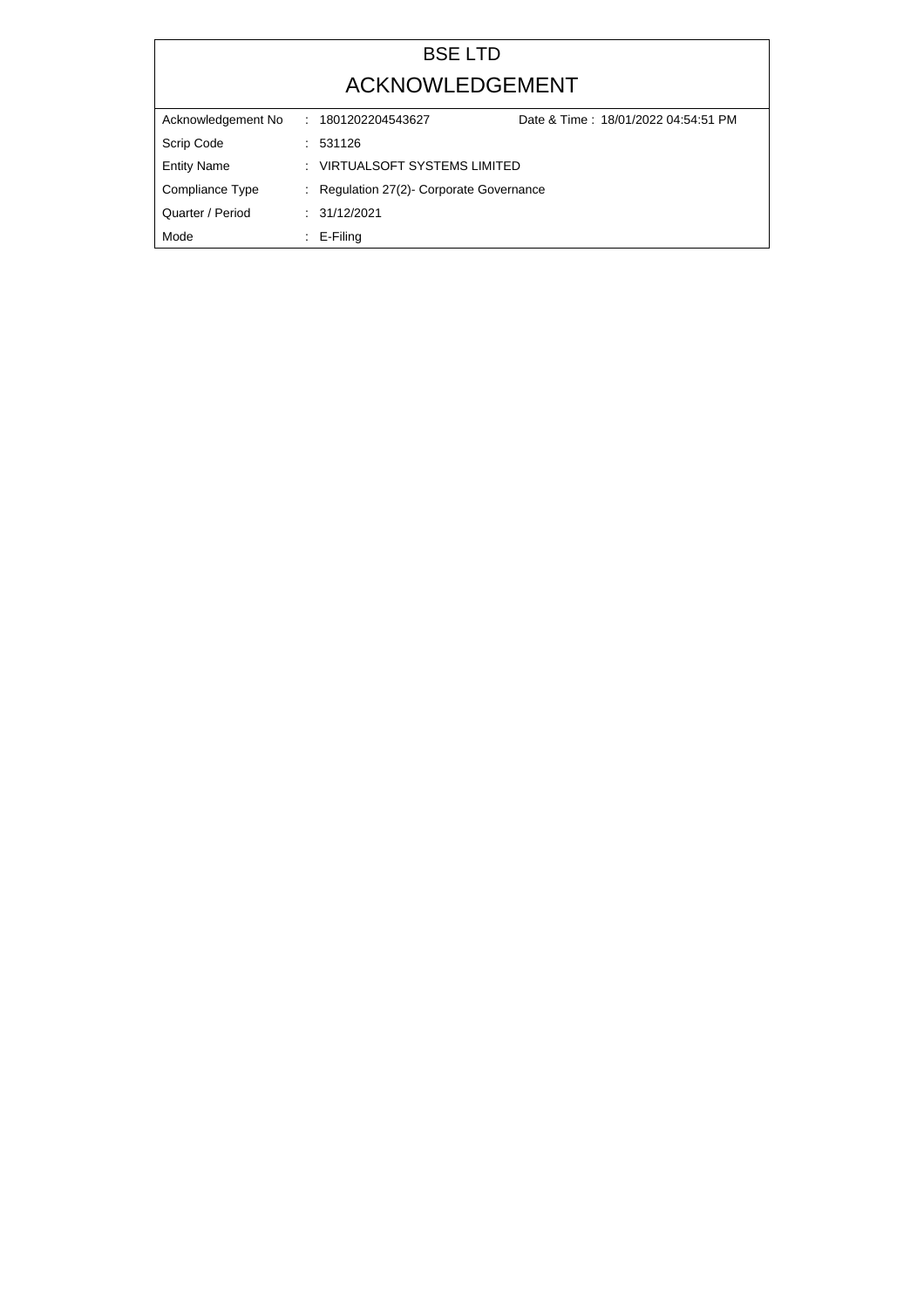# BSE LTD

## ACKNOWLEDGEMENT

| | | | |
|---|---|---|---|
| Acknowledgement No | : 1801202204543627 | Date & Time : 18/01/2022 04:54:51 PM | |
| Scrip Code | : 531126 | | |
| Entity Name | : VIRTUALSOFT SYSTEMS LIMITED | | |
| Compliance Type | : Regulation 27(2)- Corporate Governance | | |
| Quarter / Period | : 31/12/2021 | | |
| Mode | : E-Filing | | |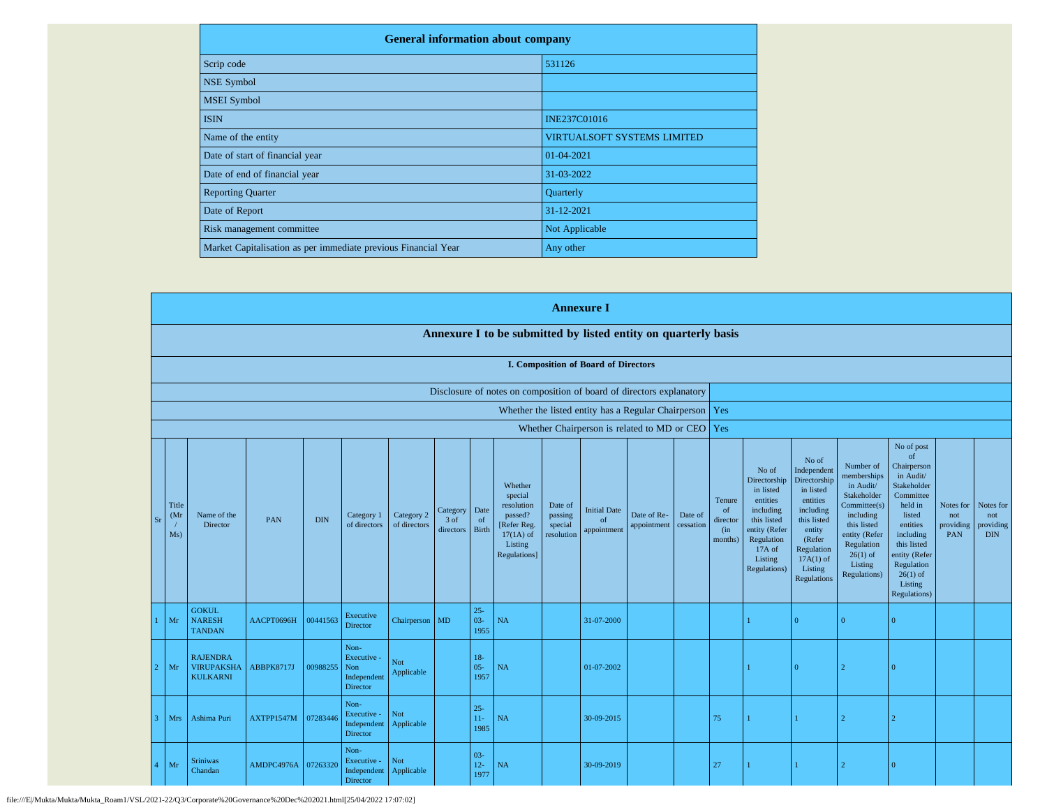| General information about company | |
|---|---|
| Scrip code | 531126 |
| NSE Symbol | |
| MSEI Symbol | |
| ISIN | INE237C01016 |
| Name of the entity | VIRTUALSOFT SYSTEMS LIMITED |
| Date of start of financial year | 01-04-2021 |
| Date of end of financial year | 31-03-2022 |
| Reporting Quarter | Quarterly |
| Date of Report | 31-12-2021 |
| Risk management committee | Not Applicable |
| Market Capitalisation as per immediate previous Financial Year | Any other |

# Annexure I

## Annexure I to be submitted by listed entity on quarterly basis

### I. Composition of Board of Directors

| | |
|---|---|
| Disclosure of notes on composition of board of directors explanatory | |
| Whether the listed entity has a Regular Chairperson | Yes |
| Whether Chairperson is related to MD or CEO | Yes |

| Sr | Title (Mr / Ms) | Name of the Director | PAN | DIN | Category 1 of directors | Category 2 of directors | Category 3 of directors | Date of Birth | Whether special resolution passed? [Refer Reg. 17(1A) of Listing Regulations] | Date of passing special resolution | Initial Date of appointment | Date of Re-appointment | Date of cessation | Tenure of director (in months) | No of Directorship in listed entities including this listed entity (Refer Regulation 17A of Listing Regulations) | No of Independent Directorship in listed entities including this listed entity (Refer Regulation 17A(1) of Listing Regulations | Number of memberships in Audit/ Stakeholder Committee(s) including this listed entity (Refer Regulation 26(1) of Listing Regulations) | No of post of Chairperson in Audit/ Stakeholder Committee held in listed entities including this listed entity (Refer Regulation 26(1) of Listing Regulations) | Notes for not providing PAN | Notes for not providing DIN |
|---|---|---|---|---|---|---|---|---|---|---|---|---|---|---|---|---|---|---|---|---|
| 1 | Mr | GOKUL NARESH TANDAN | AACPT0696H | 00441563 | Executive Director | Chairperson | MD | 25-03-1955 | NA | | 31-07-2000 | | | | 1 | 0 | 0 | 0 | | |
| 2 | Mr | RAJENDRA VIRUPAKSHA KULKARNI | ABBPK8717J | 00988255 | Non-Executive - Non Independent Director | Not Applicable | | 18-05-1957 | NA | | 01-07-2002 | | | | 1 | 0 | 2 | 0 | | |
| 3 | Mrs | Ashima Puri | AXTPP1547M | 07283446 | Non-Executive - Independent Director | Not Applicable | | 25-11-1985 | NA | | 30-09-2015 | | | 75 | 1 | 1 | 2 | 2 | | |
| 4 | Mr | Sriniwas Chandan | AMDPC4976A | 07263320 | Non-Executive - Independent Director | Not Applicable | | 03-12-1977 | NA | | 30-09-2019 | | | 27 | 1 | 1 | 2 | 0 | | |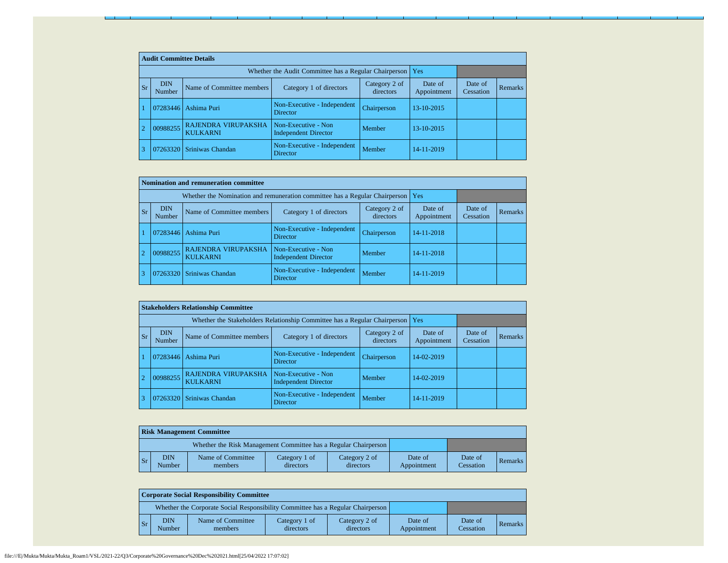| Audit Committee Details | | | | | | | |
|---|---|---|---|---|---|---|---|
| Whether the Audit Committee has a Regular Chairperson | | | | | Yes | | |
| Sr | DIN Number | Name of Committee members | Category 1 of directors | Category 2 of directors | Date of Appointment | Date of Cessation | Remarks |
| 1 | 07283446 | Ashima Puri | Non-Executive - Independent Director | Chairperson | 13-10-2015 | | |
| 2 | 00988255 | RAJENDRA VIRUPAKSHA KULKARNI | Non-Executive - Non Independent Director | Member | 13-10-2015 | | |
| 3 | 07263320 | Sriniwas Chandan | Non-Executive - Independent Director | Member | 14-11-2019 | | |

| Nomination and remuneration committee | | | | | | | |
|---|---|---|---|---|---|---|---|
| Whether the Nomination and remuneration committee has a Regular Chairperson | | | | | Yes | | |
| Sr | DIN Number | Name of Committee members | Category 1 of directors | Category 2 of directors | Date of Appointment | Date of Cessation | Remarks |
| 1 | 07283446 | Ashima Puri | Non-Executive - Independent Director | Chairperson | 14-11-2018 | | |
| 2 | 00988255 | RAJENDRA VIRUPAKSHA KULKARNI | Non-Executive - Non Independent Director | Member | 14-11-2018 | | |
| 3 | 07263320 | Sriniwas Chandan | Non-Executive - Independent Director | Member | 14-11-2019 | | |

| Stakeholders Relationship Committee | | | | | | | |
|---|---|---|---|---|---|---|---|
| Whether the Stakeholders Relationship Committee has a Regular Chairperson | | | | | Yes | | |
| Sr | DIN Number | Name of Committee members | Category 1 of directors | Category 2 of directors | Date of Appointment | Date of Cessation | Remarks |
| 1 | 07283446 | Ashima Puri | Non-Executive - Independent Director | Chairperson | 14-02-2019 | | |
| 2 | 00988255 | RAJENDRA VIRUPAKSHA KULKARNI | Non-Executive - Non Independent Director | Member | 14-02-2019 | | |
| 3 | 07263320 | Sriniwas Chandan | Non-Executive - Independent Director | Member | 14-11-2019 | | |

| Risk Management Committee | | | | | | | |
|---|---|---|---|---|---|---|---|
| Whether the Risk Management Committee has a Regular Chairperson | | | | | | | |
| Sr | DIN Number | Name of Committee members | Category 1 of directors | Category 2 of directors | Date of Appointment | Date of Cessation | Remarks |

| Corporate Social Responsibility Committee | | | | | | | |
|---|---|---|---|---|---|---|---|
| Whether the Corporate Social Responsibility Committee has a Regular Chairperson | | | | | | | |
| Sr | DIN Number | Name of Committee members | Category 1 of directors | Category 2 of directors | Date of Appointment | Date of Cessation | Remarks |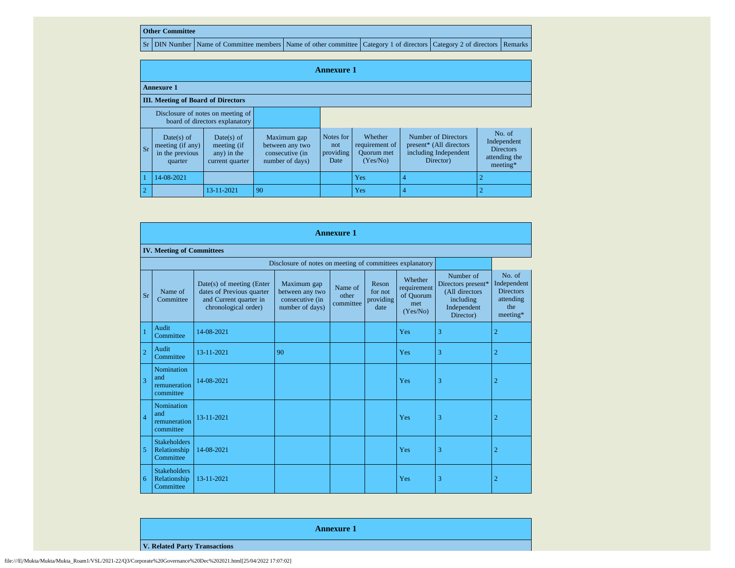| Other Committee | | | | | | |
|---|---|---|---|---|---|---|
| Sr | DIN Number | Name of Committee members | Name of other committee | Category 1 of directors | Category 2 of directors | Remarks |

## Annexure 1

**Annexure 1**

**III. Meeting of Board of Directors**

Disclosure of notes on meeting of board of directors explanatory

| Sr | Date(s) of meeting (if any) in the previous quarter | Date(s) of meeting (if any) in the current quarter | Maximum gap between any two consecutive (in number of days) | Notes for not providing Date | Whether requirement of Quorum met (Yes/No) | Number of Directors present* (All directors including Independent Director) | No. of Independent Directors attending the meeting* |
|---|---|---|---|---|---|---|---|
| 1 | 14-08-2021 | | | | Yes | 4 | 2 |
| 2 | | 13-11-2021 | 90 | | Yes | 4 | 2 |

## Annexure 1

**IV. Meeting of Committees**

Disclosure of notes on meeting of committees explanatory

| Sr | Name of Committee | Date(s) of meeting (Enter dates of Previous quarter and Current quarter in chronological order) | Maximum gap between any two consecutive (in number of days) | Name of other committee | Reson for not providing date | Whether requirement of Quorum met (Yes/No) | Number of Directors present* (All directors including Independent Director) | No. of Independent Directors attending the meeting* |
|---|---|---|---|---|---|---|---|---|
| 1 | Audit Committee | 14-08-2021 | | | | Yes | 3 | 2 |
| 2 | Audit Committee | 13-11-2021 | 90 | | | Yes | 3 | 2 |
| 3 | Nomination and remuneration committee | 14-08-2021 | | | | Yes | 3 | 2 |
| 4 | Nomination and remuneration committee | 13-11-2021 | | | | Yes | 3 | 2 |
| 5 | Stakeholders Relationship Committee | 14-08-2021 | | | | Yes | 3 | 2 |
| 6 | Stakeholders Relationship Committee | 13-11-2021 | | | | Yes | 3 | 2 |

## Annexure 1

**V. Related Party Transactions**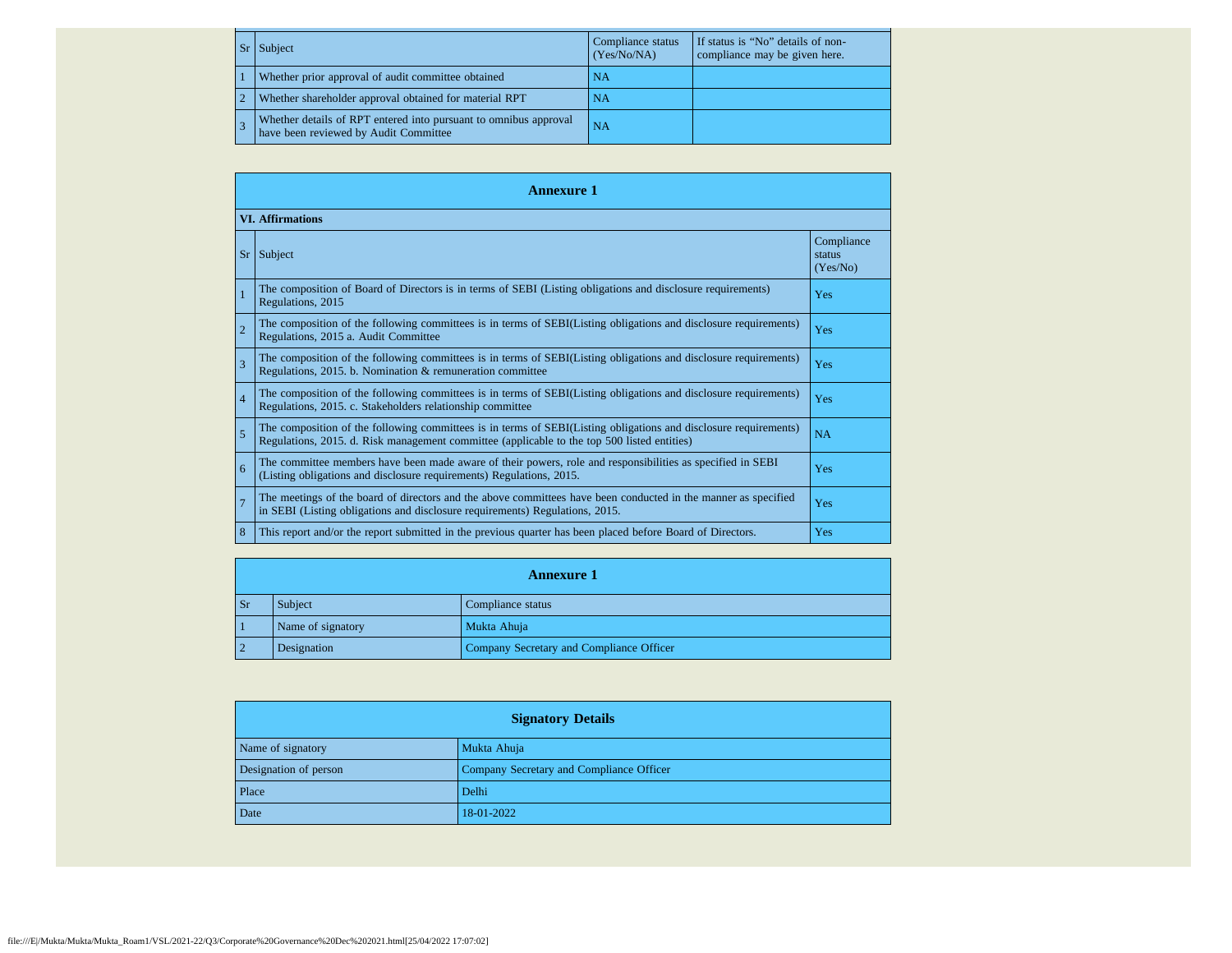| Sr | Subject | Compliance status (Yes/No/NA) | If status is "No" details of non-compliance may be given here. |
|---|---|---|---|
| 1 | Whether prior approval of audit committee obtained | NA | |
| 2 | Whether shareholder approval obtained for material RPT | NA | |
| 3 | Whether details of RPT entered into pursuant to omnibus approval have been reviewed by Audit Committee | NA | |

## Annexure 1

**VI. Affirmations**

| Sr | Subject | Compliance status (Yes/No) |
|---|---|---|
| 1 | The composition of Board of Directors is in terms of SEBI (Listing obligations and disclosure requirements) Regulations, 2015 | Yes |
| 2 | The composition of the following committees is in terms of SEBI(Listing obligations and disclosure requirements) Regulations, 2015 a. Audit Committee | Yes |
| 3 | The composition of the following committees is in terms of SEBI(Listing obligations and disclosure requirements) Regulations, 2015. b. Nomination & remuneration committee | Yes |
| 4 | The composition of the following committees is in terms of SEBI(Listing obligations and disclosure requirements) Regulations, 2015. c. Stakeholders relationship committee | Yes |
| 5 | The composition of the following committees is in terms of SEBI(Listing obligations and disclosure requirements) Regulations, 2015. d. Risk management committee (applicable to the top 500 listed entities) | NA |
| 6 | The committee members have been made aware of their powers, role and responsibilities as specified in SEBI (Listing obligations and disclosure requirements) Regulations, 2015. | Yes |
| 7 | The meetings of the board of directors and the above committees have been conducted in the manner as specified in SEBI (Listing obligations and disclosure requirements) Regulations, 2015. | Yes |
| 8 | This report and/or the report submitted in the previous quarter has been placed before Board of Directors. | Yes |

## Annexure 1

| Sr | Subject | Compliance status |
|---|---|---|
| 1 | Name of signatory | Mukta Ahuja |
| 2 | Designation | Company Secretary and Compliance Officer |

## Signatory Details

| | |
|---|---|
| Name of signatory | Mukta Ahuja |
| Designation of person | Company Secretary and Compliance Officer |
| Place | Delhi |
| Date | 18-01-2022 |